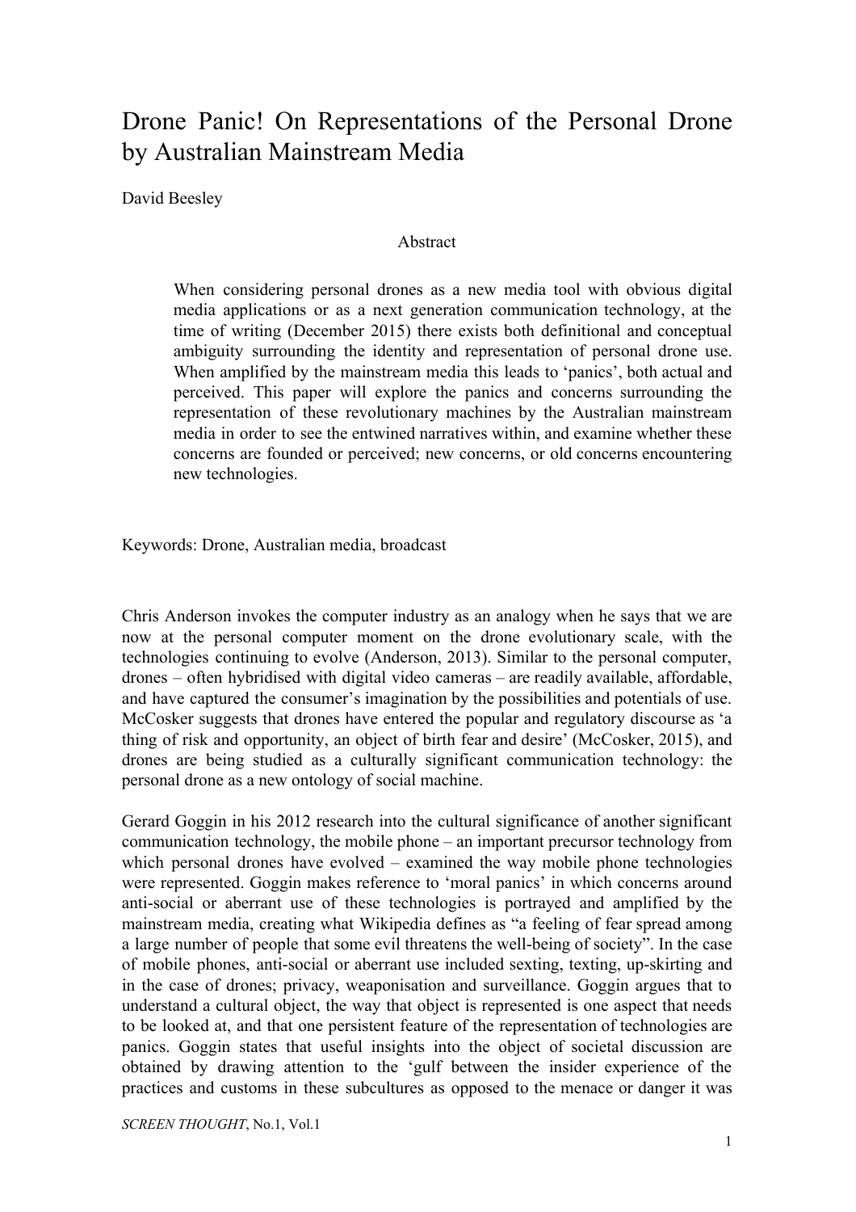# Drone Panic! On Representations of the Personal Drone by Australian Mainstream Media

David Beesley

## Abstract

> When considering personal drones as a new media tool with obvious digital media applications or as a next generation communication technology, at the time of writing (December 2015) there exists both definitional and conceptual ambiguity surrounding the identity and representation of personal drone use. When amplified by the mainstream media this leads to 'panics', both actual and perceived. This paper will explore the panics and concerns surrounding the representation of these revolutionary machines by the Australian mainstream media in order to see the entwined narratives within, and examine whether these concerns are founded or perceived; new concerns, or old concerns encountering new technologies.

Keywords: Drone, Australian media, broadcast

Chris Anderson invokes the computer industry as an analogy when he says that we are now at the personal computer moment on the drone evolutionary scale, with the technologies continuing to evolve (Anderson, 2013). Similar to the personal computer, drones – often hybridised with digital video cameras – are readily available, affordable, and have captured the consumer's imagination by the possibilities and potentials of use. McCosker suggests that drones have entered the popular and regulatory discourse as 'a thing of risk and opportunity, an object of birth fear and desire' (McCosker, 2015), and drones are being studied as a culturally significant communication technology: the personal drone as a new ontology of social machine.

Gerard Goggin in his 2012 research into the cultural significance of another significant communication technology, the mobile phone – an important precursor technology from which personal drones have evolved – examined the way mobile phone technologies were represented. Goggin makes reference to 'moral panics' in which concerns around anti-social or aberrant use of these technologies is portrayed and amplified by the mainstream media, creating what Wikipedia defines as "a feeling of fear spread among a large number of people that some evil threatens the well-being of society". In the case of mobile phones, anti-social or aberrant use included sexting, texting, up-skirting and in the case of drones; privacy, weaponisation and surveillance. Goggin argues that to understand a cultural object, the way that object is represented is one aspect that needs to be looked at, and that one persistent feature of the representation of technologies are panics. Goggin states that useful insights into the object of societal discussion are obtained by drawing attention to the 'gulf between the insider experience of the practices and customs in these subcultures as opposed to the menace or danger it was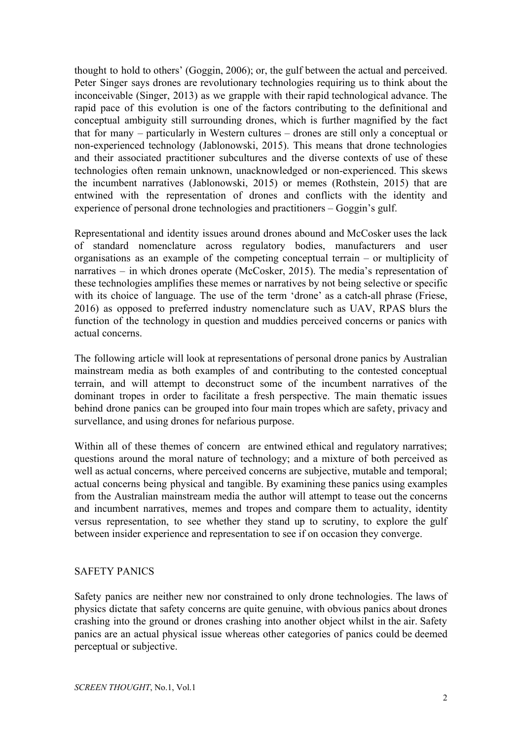thought to hold to others' (Goggin, 2006); or, the gulf between the actual and perceived. Peter Singer says drones are revolutionary technologies requiring us to think about the inconceivable (Singer, 2013) as we grapple with their rapid technological advance. The rapid pace of this evolution is one of the factors contributing to the definitional and conceptual ambiguity still surrounding drones, which is further magnified by the fact that for many – particularly in Western cultures – drones are still only a conceptual or non-experienced technology (Jablonowski, 2015). This means that drone technologies and their associated practitioner subcultures and the diverse contexts of use of these technologies often remain unknown, unacknowledged or non-experienced. This skews the incumbent narratives (Jablonowski, 2015) or memes (Rothstein, 2015) that are entwined with the representation of drones and conflicts with the identity and experience of personal drone technologies and practitioners – Goggin's gulf.

Representational and identity issues around drones abound and McCosker uses the lack of standard nomenclature across regulatory bodies, manufacturers and user organisations as an example of the competing conceptual terrain – or multiplicity of narratives – in which drones operate (McCosker, 2015). The media's representation of these technologies amplifies these memes or narratives by not being selective or specific with its choice of language. The use of the term 'drone' as a catch-all phrase (Friese, 2016) as opposed to preferred industry nomenclature such as UAV, RPAS blurs the function of the technology in question and muddies perceived concerns or panics with actual concerns.

The following article will look at representations of personal drone panics by Australian mainstream media as both examples of and contributing to the contested conceptual terrain, and will attempt to deconstruct some of the incumbent narratives of the dominant tropes in order to facilitate a fresh perspective. The main thematic issues behind drone panics can be grouped into four main tropes which are safety, privacy and survellance, and using drones for nefarious purpose.

Within all of these themes of concern are entwined ethical and regulatory narratives; questions around the moral nature of technology; and a mixture of both perceived as well as actual concerns, where perceived concerns are subjective, mutable and temporal; actual concerns being physical and tangible. By examining these panics using examples from the Australian mainstream media the author will attempt to tease out the concerns and incumbent narratives, memes and tropes and compare them to actuality, identity versus representation, to see whether they stand up to scrutiny, to explore the gulf between insider experience and representation to see if on occasion they converge.

## SAFETY PANICS

Safety panics are neither new nor constrained to only drone technologies. The laws of physics dictate that safety concerns are quite genuine, with obvious panics about drones crashing into the ground or drones crashing into another object whilst in the air. Safety panics are an actual physical issue whereas other categories of panics could be deemed perceptual or subjective.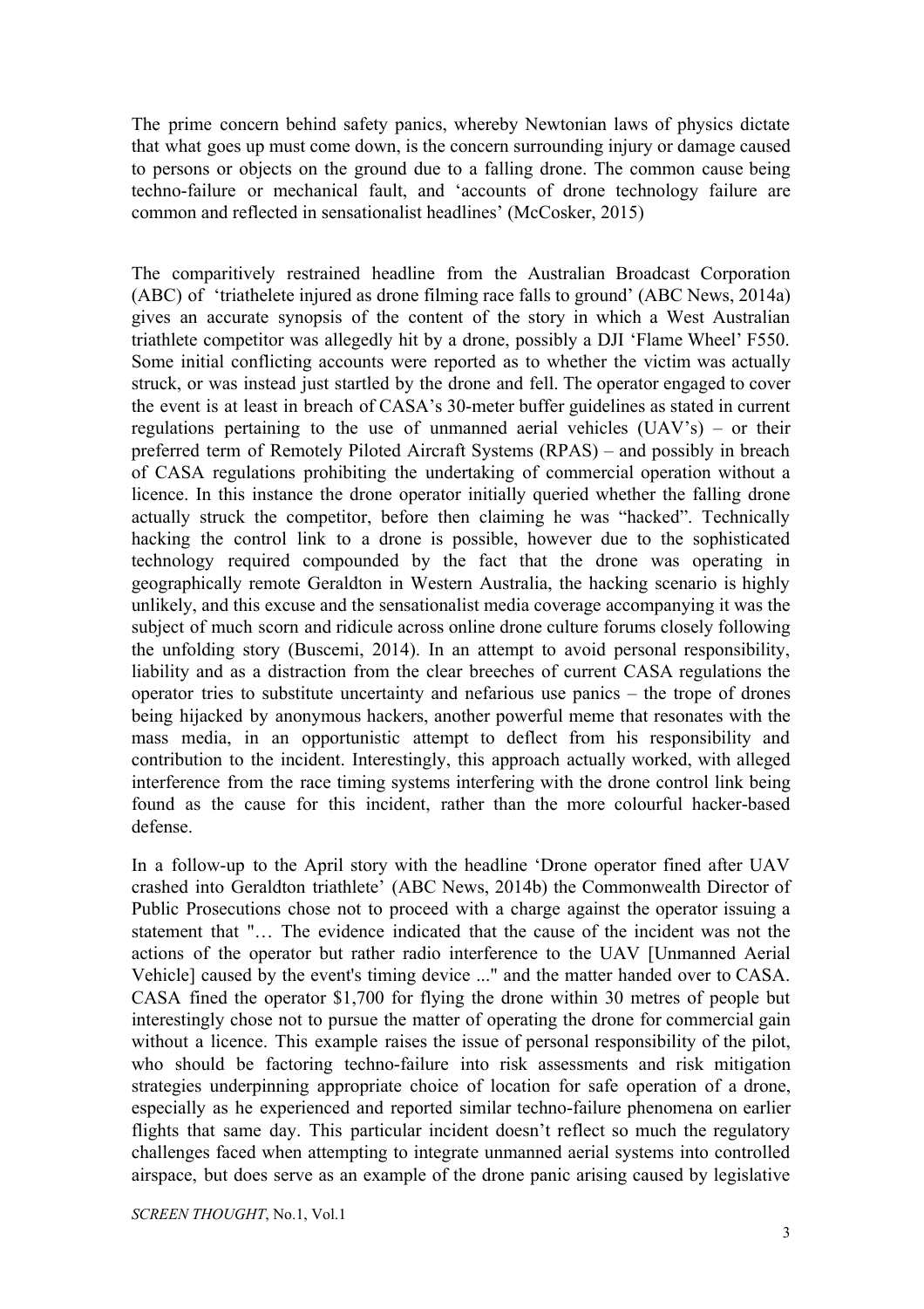The prime concern behind safety panics, whereby Newtonian laws of physics dictate that what goes up must come down, is the concern surrounding injury or damage caused to persons or objects on the ground due to a falling drone. The common cause being techno-failure or mechanical fault, and 'accounts of drone technology failure are common and reflected in sensationalist headlines' (McCosker, 2015)

The comparitively restrained headline from the Australian Broadcast Corporation (ABC) of 'triathelete injured as drone filming race falls to ground' (ABC News, 2014a) gives an accurate synopsis of the content of the story in which a West Australian triathlete competitor was allegedly hit by a drone, possibly a DJI 'Flame Wheel' F550. Some initial conflicting accounts were reported as to whether the victim was actually struck, or was instead just startled by the drone and fell. The operator engaged to cover the event is at least in breach of CASA's 30-meter buffer guidelines as stated in current regulations pertaining to the use of unmanned aerial vehicles (UAV's) – or their preferred term of Remotely Piloted Aircraft Systems (RPAS) – and possibly in breach of CASA regulations prohibiting the undertaking of commercial operation without a licence. In this instance the drone operator initially queried whether the falling drone actually struck the competitor, before then claiming he was "hacked". Technically hacking the control link to a drone is possible, however due to the sophisticated technology required compounded by the fact that the drone was operating in geographically remote Geraldton in Western Australia, the hacking scenario is highly unlikely, and this excuse and the sensationalist media coverage accompanying it was the subject of much scorn and ridicule across online drone culture forums closely following the unfolding story (Buscemi, 2014). In an attempt to avoid personal responsibility, liability and as a distraction from the clear breeches of current CASA regulations the operator tries to substitute uncertainty and nefarious use panics – the trope of drones being hijacked by anonymous hackers, another powerful meme that resonates with the mass media, in an opportunistic attempt to deflect from his responsibility and contribution to the incident. Interestingly, this approach actually worked, with alleged interference from the race timing systems interfering with the drone control link being found as the cause for this incident, rather than the more colourful hacker-based defense.

In a follow-up to the April story with the headline 'Drone operator fined after UAV crashed into Geraldton triathlete' (ABC News, 2014b) the Commonwealth Director of Public Prosecutions chose not to proceed with a charge against the operator issuing a statement that "… The evidence indicated that the cause of the incident was not the actions of the operator but rather radio interference to the UAV [Unmanned Aerial Vehicle] caused by the event's timing device ..." and the matter handed over to CASA. CASA fined the operator $1,700 for flying the drone within 30 metres of people but interestingly chose not to pursue the matter of operating the drone for commercial gain without a licence. This example raises the issue of personal responsibility of the pilot, who should be factoring techno-failure into risk assessments and risk mitigation strategies underpinning appropriate choice of location for safe operation of a drone, especially as he experienced and reported similar techno-failure phenomena on earlier flights that same day. This particular incident doesn't reflect so much the regulatory challenges faced when attempting to integrate unmanned aerial systems into controlled airspace, but does serve as an example of the drone panic arising caused by legislative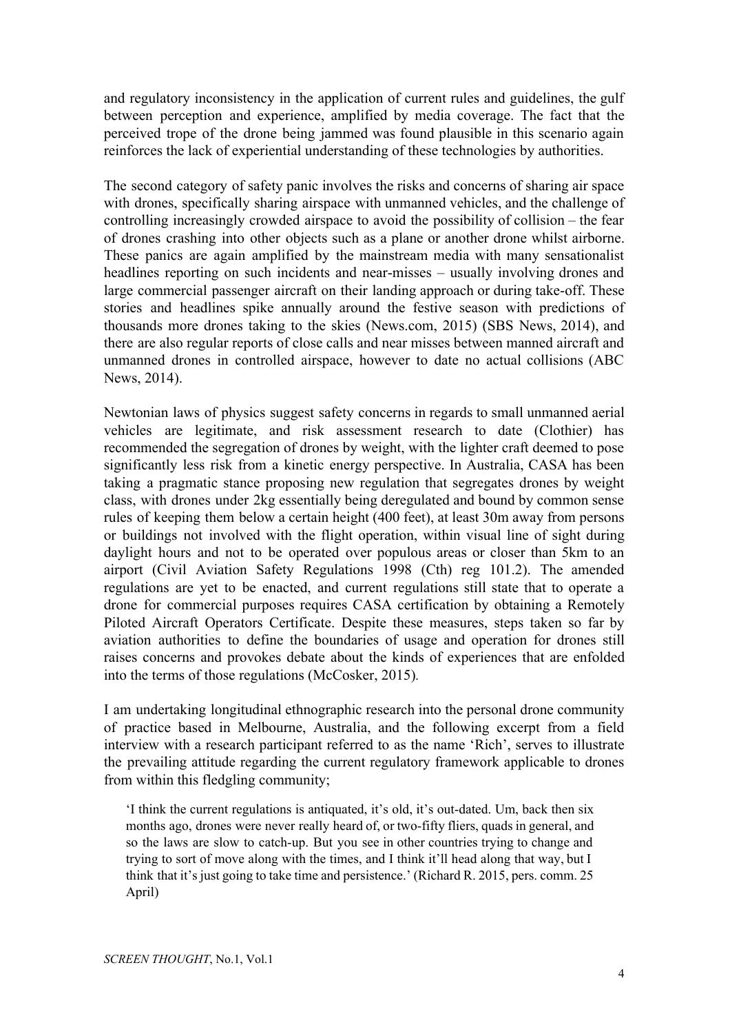and regulatory inconsistency in the application of current rules and guidelines, the gulf between perception and experience, amplified by media coverage. The fact that the perceived trope of the drone being jammed was found plausible in this scenario again reinforces the lack of experiential understanding of these technologies by authorities.

The second category of safety panic involves the risks and concerns of sharing air space with drones, specifically sharing airspace with unmanned vehicles, and the challenge of controlling increasingly crowded airspace to avoid the possibility of collision – the fear of drones crashing into other objects such as a plane or another drone whilst airborne. These panics are again amplified by the mainstream media with many sensationalist headlines reporting on such incidents and near-misses – usually involving drones and large commercial passenger aircraft on their landing approach or during take-off. These stories and headlines spike annually around the festive season with predictions of thousands more drones taking to the skies (News.com, 2015) (SBS News, 2014), and there are also regular reports of close calls and near misses between manned aircraft and unmanned drones in controlled airspace, however to date no actual collisions (ABC News, 2014).

Newtonian laws of physics suggest safety concerns in regards to small unmanned aerial vehicles are legitimate, and risk assessment research to date (Clothier) has recommended the segregation of drones by weight, with the lighter craft deemed to pose significantly less risk from a kinetic energy perspective. In Australia, CASA has been taking a pragmatic stance proposing new regulation that segregates drones by weight class, with drones under 2kg essentially being deregulated and bound by common sense rules of keeping them below a certain height (400 feet), at least 30m away from persons or buildings not involved with the flight operation, within visual line of sight during daylight hours and not to be operated over populous areas or closer than 5km to an airport (Civil Aviation Safety Regulations 1998 (Cth) reg 101.2). The amended regulations are yet to be enacted, and current regulations still state that to operate a drone for commercial purposes requires CASA certification by obtaining a Remotely Piloted Aircraft Operators Certificate. Despite these measures, steps taken so far by aviation authorities to define the boundaries of usage and operation for drones still raises concerns and provokes debate about the kinds of experiences that are enfolded into the terms of those regulations (McCosker, 2015).

I am undertaking longitudinal ethnographic research into the personal drone community of practice based in Melbourne, Australia, and the following excerpt from a field interview with a research participant referred to as the name 'Rich', serves to illustrate the prevailing attitude regarding the current regulatory framework applicable to drones from within this fledgling community;

> 'I think the current regulations is antiquated, it's old, it's out-dated. Um, back then six months ago, drones were never really heard of, or two-fifty fliers, quads in general, and so the laws are slow to catch-up. But you see in other countries trying to change and trying to sort of move along with the times, and I think it'll head along that way, but I think that it's just going to take time and persistence.' (Richard R. 2015, pers. comm. 25 April)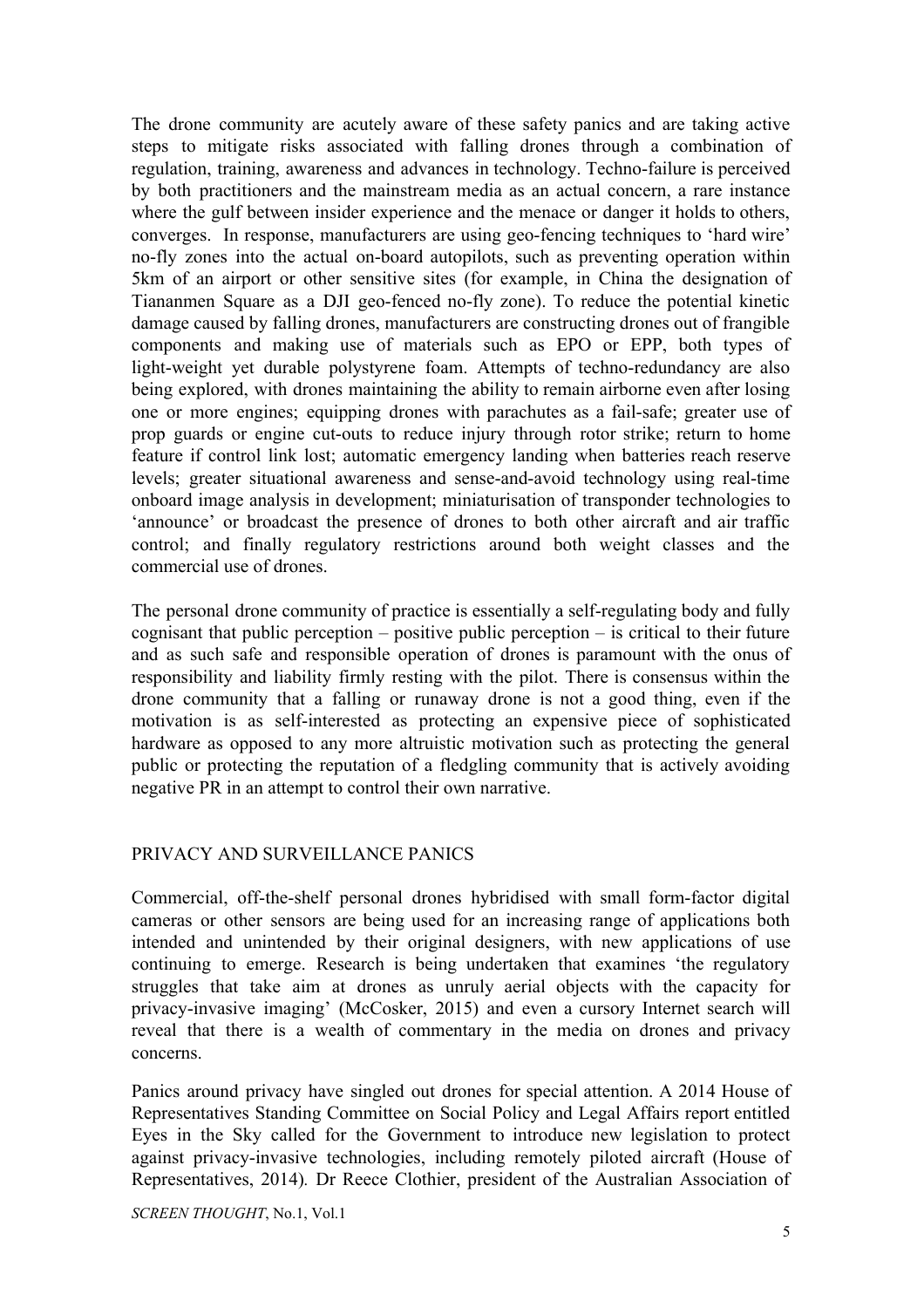The drone community are acutely aware of these safety panics and are taking active steps to mitigate risks associated with falling drones through a combination of regulation, training, awareness and advances in technology. Techno-failure is perceived by both practitioners and the mainstream media as an actual concern, a rare instance where the gulf between insider experience and the menace or danger it holds to others, converges. In response, manufacturers are using geo-fencing techniques to 'hard wire' no-fly zones into the actual on-board autopilots, such as preventing operation within 5km of an airport or other sensitive sites (for example, in China the designation of Tiananmen Square as a DJI geo-fenced no-fly zone). To reduce the potential kinetic damage caused by falling drones, manufacturers are constructing drones out of frangible components and making use of materials such as EPO or EPP, both types of light-weight yet durable polystyrene foam. Attempts of techno-redundancy are also being explored, with drones maintaining the ability to remain airborne even after losing one or more engines; equipping drones with parachutes as a fail-safe; greater use of prop guards or engine cut-outs to reduce injury through rotor strike; return to home feature if control link lost; automatic emergency landing when batteries reach reserve levels; greater situational awareness and sense-and-avoid technology using real-time onboard image analysis in development; miniaturisation of transponder technologies to 'announce' or broadcast the presence of drones to both other aircraft and air traffic control; and finally regulatory restrictions around both weight classes and the commercial use of drones.

The personal drone community of practice is essentially a self-regulating body and fully cognisant that public perception – positive public perception – is critical to their future and as such safe and responsible operation of drones is paramount with the onus of responsibility and liability firmly resting with the pilot. There is consensus within the drone community that a falling or runaway drone is not a good thing, even if the motivation is as self-interested as protecting an expensive piece of sophisticated hardware as opposed to any more altruistic motivation such as protecting the general public or protecting the reputation of a fledgling community that is actively avoiding negative PR in an attempt to control their own narrative.

## PRIVACY AND SURVEILLANCE PANICS

Commercial, off-the-shelf personal drones hybridised with small form-factor digital cameras or other sensors are being used for an increasing range of applications both intended and unintended by their original designers, with new applications of use continuing to emerge. Research is being undertaken that examines 'the regulatory struggles that take aim at drones as unruly aerial objects with the capacity for privacy-invasive imaging' (McCosker, 2015) and even a cursory Internet search will reveal that there is a wealth of commentary in the media on drones and privacy concerns.

Panics around privacy have singled out drones for special attention. A 2014 House of Representatives Standing Committee on Social Policy and Legal Affairs report entitled Eyes in the Sky called for the Government to introduce new legislation to protect against privacy-invasive technologies, including remotely piloted aircraft (House of Representatives, 2014). Dr Reece Clothier, president of the Australian Association of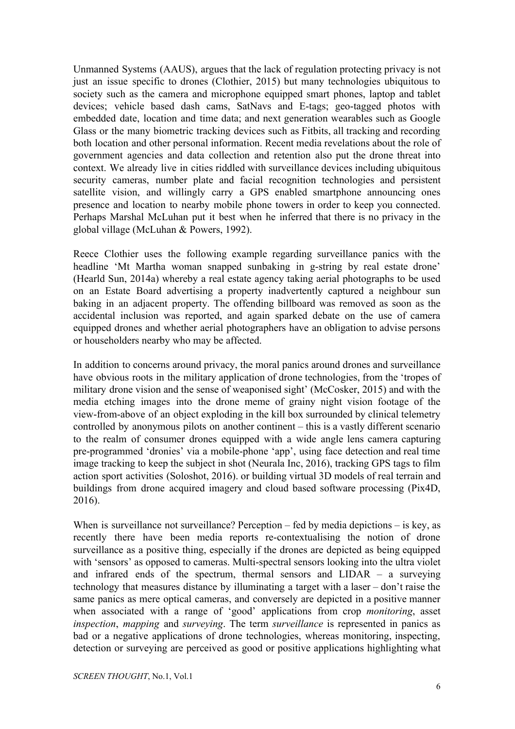Unmanned Systems (AAUS), argues that the lack of regulation protecting privacy is not just an issue specific to drones (Clothier, 2015) but many technologies ubiquitous to society such as the camera and microphone equipped smart phones, laptop and tablet devices; vehicle based dash cams, SatNavs and E-tags; geo-tagged photos with embedded date, location and time data; and next generation wearables such as Google Glass or the many biometric tracking devices such as Fitbits, all tracking and recording both location and other personal information. Recent media revelations about the role of government agencies and data collection and retention also put the drone threat into context. We already live in cities riddled with surveillance devices including ubiquitous security cameras, number plate and facial recognition technologies and persistent satellite vision, and willingly carry a GPS enabled smartphone announcing ones presence and location to nearby mobile phone towers in order to keep you connected. Perhaps Marshal McLuhan put it best when he inferred that there is no privacy in the global village (McLuhan & Powers, 1992).

Reece Clothier uses the following example regarding surveillance panics with the headline 'Mt Martha woman snapped sunbaking in g-string by real estate drone' (Hearld Sun, 2014a) whereby a real estate agency taking aerial photographs to be used on an Estate Board advertising a property inadvertently captured a neighbour sun baking in an adjacent property. The offending billboard was removed as soon as the accidental inclusion was reported, and again sparked debate on the use of camera equipped drones and whether aerial photographers have an obligation to advise persons or householders nearby who may be affected.

In addition to concerns around privacy, the moral panics around drones and surveillance have obvious roots in the military application of drone technologies, from the 'tropes of military drone vision and the sense of weaponised sight' (McCosker, 2015) and with the media etching images into the drone meme of grainy night vision footage of the view-from-above of an object exploding in the kill box surrounded by clinical telemetry controlled by anonymous pilots on another continent – this is a vastly different scenario to the realm of consumer drones equipped with a wide angle lens camera capturing pre-programmed 'dronies' via a mobile-phone 'app', using face detection and real time image tracking to keep the subject in shot (Neurala Inc, 2016), tracking GPS tags to film action sport activities (Soloshot, 2016). or building virtual 3D models of real terrain and buildings from drone acquired imagery and cloud based software processing (Pix4D, 2016).

When is surveillance not surveillance? Perception – fed by media depictions – is key, as recently there have been media reports re-contextualising the notion of drone surveillance as a positive thing, especially if the drones are depicted as being equipped with 'sensors' as opposed to cameras. Multi-spectral sensors looking into the ultra violet and infrared ends of the spectrum, thermal sensors and LIDAR – a surveying technology that measures distance by illuminating a target with a laser – don't raise the same panics as mere optical cameras, and conversely are depicted in a positive manner when associated with a range of 'good' applications from crop *monitoring*, asset *inspection*, *mapping* and *surveying*. The term *surveillance* is represented in panics as bad or a negative applications of drone technologies, whereas monitoring, inspecting, detection or surveying are perceived as good or positive applications highlighting what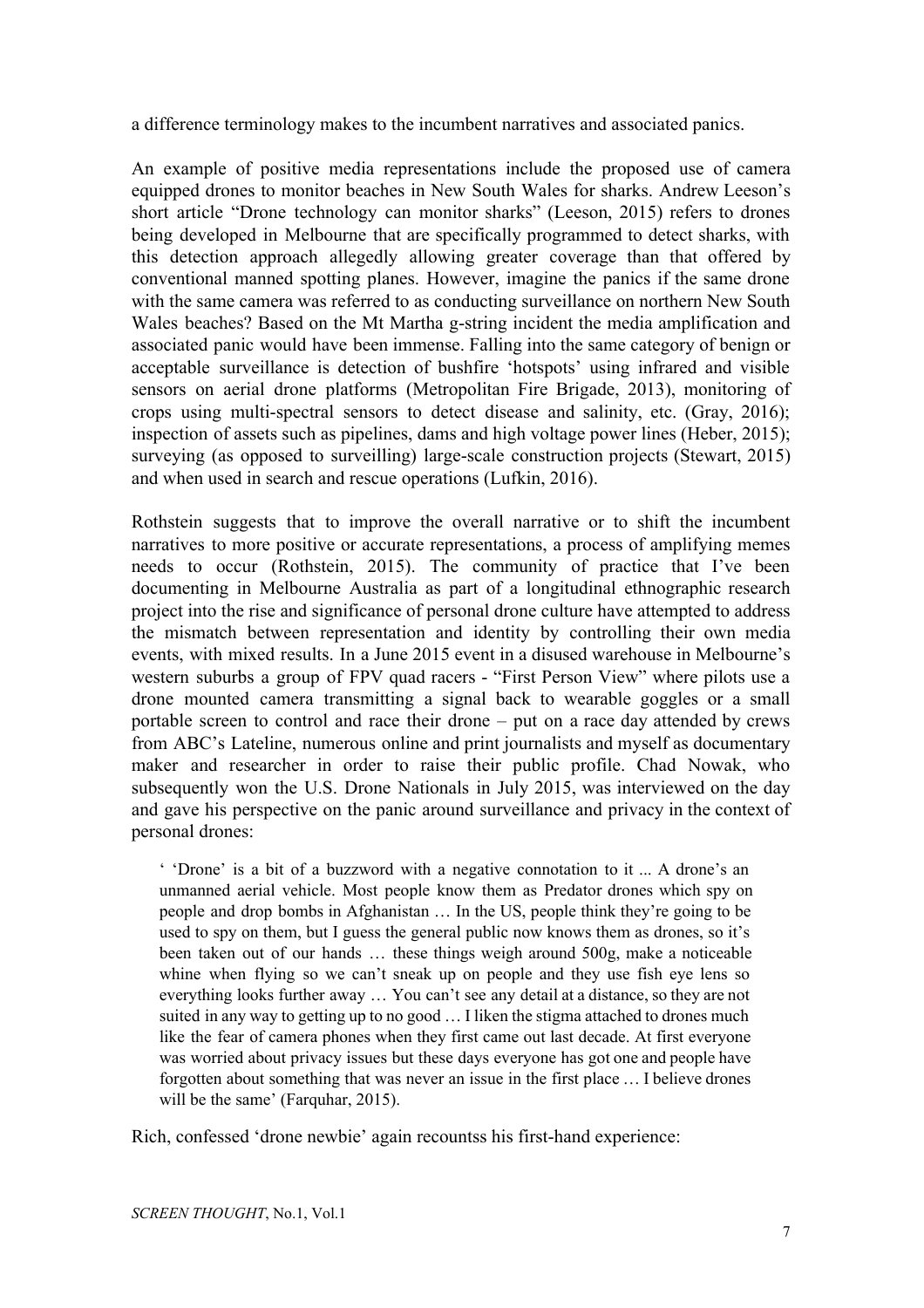a difference terminology makes to the incumbent narratives and associated panics.

An example of positive media representations include the proposed use of camera equipped drones to monitor beaches in New South Wales for sharks. Andrew Leeson's short article "Drone technology can monitor sharks" (Leeson, 2015) refers to drones being developed in Melbourne that are specifically programmed to detect sharks, with this detection approach allegedly allowing greater coverage than that offered by conventional manned spotting planes. However, imagine the panics if the same drone with the same camera was referred to as conducting surveillance on northern New South Wales beaches? Based on the Mt Martha g-string incident the media amplification and associated panic would have been immense. Falling into the same category of benign or acceptable surveillance is detection of bushfire 'hotspots' using infrared and visible sensors on aerial drone platforms (Metropolitan Fire Brigade, 2013), monitoring of crops using multi-spectral sensors to detect disease and salinity, etc. (Gray, 2016); inspection of assets such as pipelines, dams and high voltage power lines (Heber, 2015); surveying (as opposed to surveilling) large-scale construction projects (Stewart, 2015) and when used in search and rescue operations (Lufkin, 2016).

Rothstein suggests that to improve the overall narrative or to shift the incumbent narratives to more positive or accurate representations, a process of amplifying memes needs to occur (Rothstein, 2015). The community of practice that I've been documenting in Melbourne Australia as part of a longitudinal ethnographic research project into the rise and significance of personal drone culture have attempted to address the mismatch between representation and identity by controlling their own media events, with mixed results. In a June 2015 event in a disused warehouse in Melbourne's western suburbs a group of FPV quad racers - "First Person View" where pilots use a drone mounted camera transmitting a signal back to wearable goggles or a small portable screen to control and race their drone – put on a race day attended by crews from ABC's Lateline, numerous online and print journalists and myself as documentary maker and researcher in order to raise their public profile. Chad Nowak, who subsequently won the U.S. Drone Nationals in July 2015, was interviewed on the day and gave his perspective on the panic around surveillance and privacy in the context of personal drones:

> ' 'Drone' is a bit of a buzzword with a negative connotation to it ... A drone's an unmanned aerial vehicle. Most people know them as Predator drones which spy on people and drop bombs in Afghanistan … In the US, people think they're going to be used to spy on them, but I guess the general public now knows them as drones, so it's been taken out of our hands … these things weigh around 500g, make a noticeable whine when flying so we can't sneak up on people and they use fish eye lens so everything looks further away … You can't see any detail at a distance, so they are not suited in any way to getting up to no good … I liken the stigma attached to drones much like the fear of camera phones when they first came out last decade. At first everyone was worried about privacy issues but these days everyone has got one and people have forgotten about something that was never an issue in the first place … I believe drones will be the same' (Farquhar, 2015).

Rich, confessed 'drone newbie' again recountss his first-hand experience: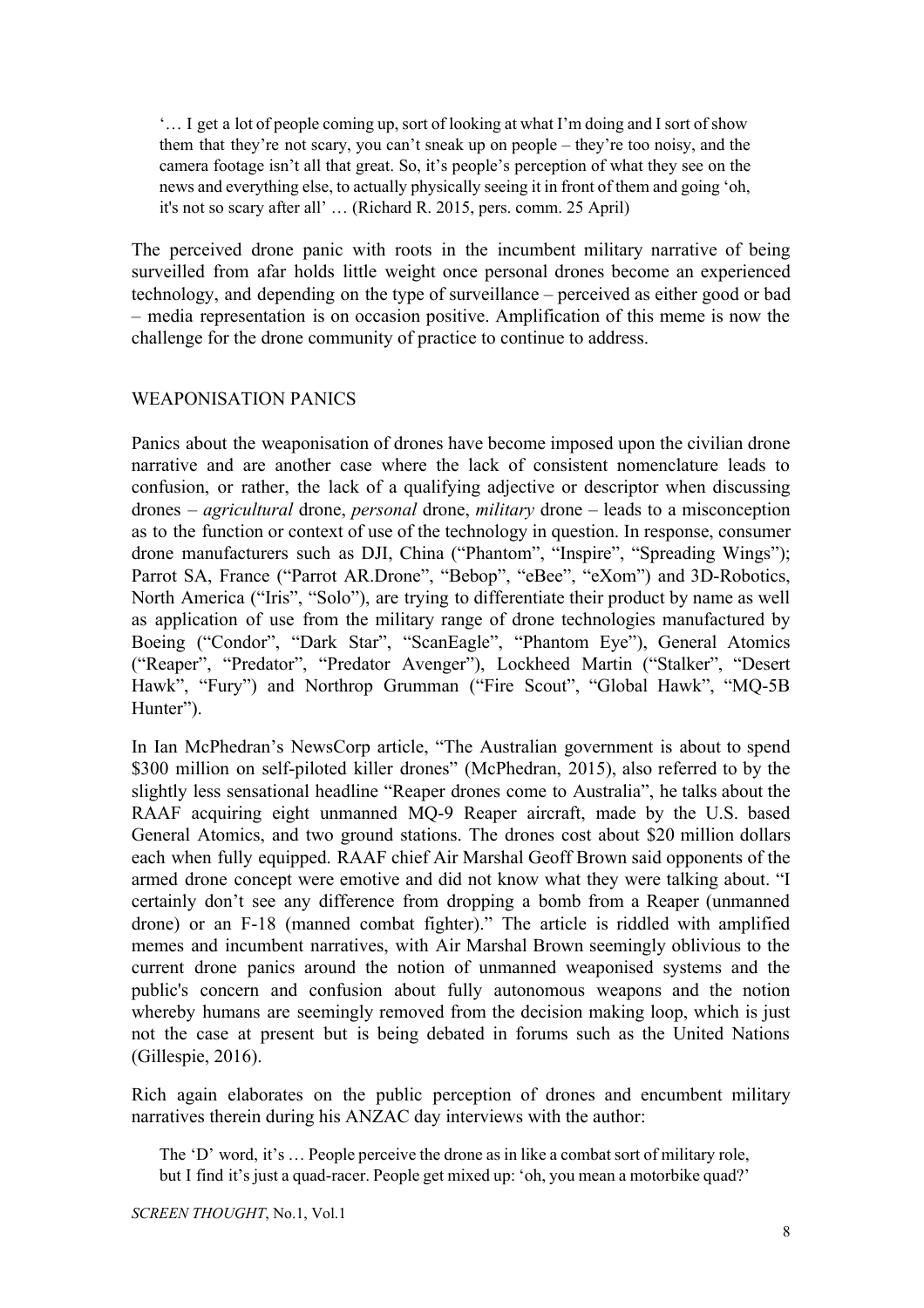> '… I get a lot of people coming up, sort of looking at what I'm doing and I sort of show them that they're not scary, you can't sneak up on people – they're too noisy, and the camera footage isn't all that great. So, it's people's perception of what they see on the news and everything else, to actually physically seeing it in front of them and going 'oh, it's not so scary after all' … (Richard R. 2015, pers. comm. 25 April)

The perceived drone panic with roots in the incumbent military narrative of being surveilled from afar holds little weight once personal drones become an experienced technology, and depending on the type of surveillance – perceived as either good or bad – media representation is on occasion positive. Amplification of this meme is now the challenge for the drone community of practice to continue to address.

## WEAPONISATION PANICS

Panics about the weaponisation of drones have become imposed upon the civilian drone narrative and are another case where the lack of consistent nomenclature leads to confusion, or rather, the lack of a qualifying adjective or descriptor when discussing drones – *agricultural* drone, *personal* drone, *military* drone – leads to a misconception as to the function or context of use of the technology in question. In response, consumer drone manufacturers such as DJI, China ("Phantom", "Inspire", "Spreading Wings"); Parrot SA, France ("Parrot AR.Drone", "Bebop", "eBee", "eXom") and 3D-Robotics, North America ("Iris", "Solo"), are trying to differentiate their product by name as well as application of use from the military range of drone technologies manufactured by Boeing ("Condor", "Dark Star", "ScanEagle", "Phantom Eye"), General Atomics ("Reaper", "Predator", "Predator Avenger"), Lockheed Martin ("Stalker", "Desert Hawk", "Fury") and Northrop Grumman ("Fire Scout", "Global Hawk", "MQ-5B Hunter").

In Ian McPhedran's NewsCorp article, "The Australian government is about to spend \$300 million on self-piloted killer drones" (McPhedran, 2015), also referred to by the slightly less sensational headline "Reaper drones come to Australia", he talks about the RAAF acquiring eight unmanned MQ-9 Reaper aircraft, made by the U.S. based General Atomics, and two ground stations. The drones cost about \$20 million dollars each when fully equipped. RAAF chief Air Marshal Geoff Brown said opponents of the armed drone concept were emotive and did not know what they were talking about. "I certainly don't see any difference from dropping a bomb from a Reaper (unmanned drone) or an F-18 (manned combat fighter)." The article is riddled with amplified memes and incumbent narratives, with Air Marshal Brown seemingly oblivious to the current drone panics around the notion of unmanned weaponised systems and the public's concern and confusion about fully autonomous weapons and the notion whereby humans are seemingly removed from the decision making loop, which is just not the case at present but is being debated in forums such as the United Nations (Gillespie, 2016).

Rich again elaborates on the public perception of drones and encumbent military narratives therein during his ANZAC day interviews with the author:

> The 'D' word, it's … People perceive the drone as in like a combat sort of military role, but I find it's just a quad-racer. People get mixed up: 'oh, you mean a motorbike quad?'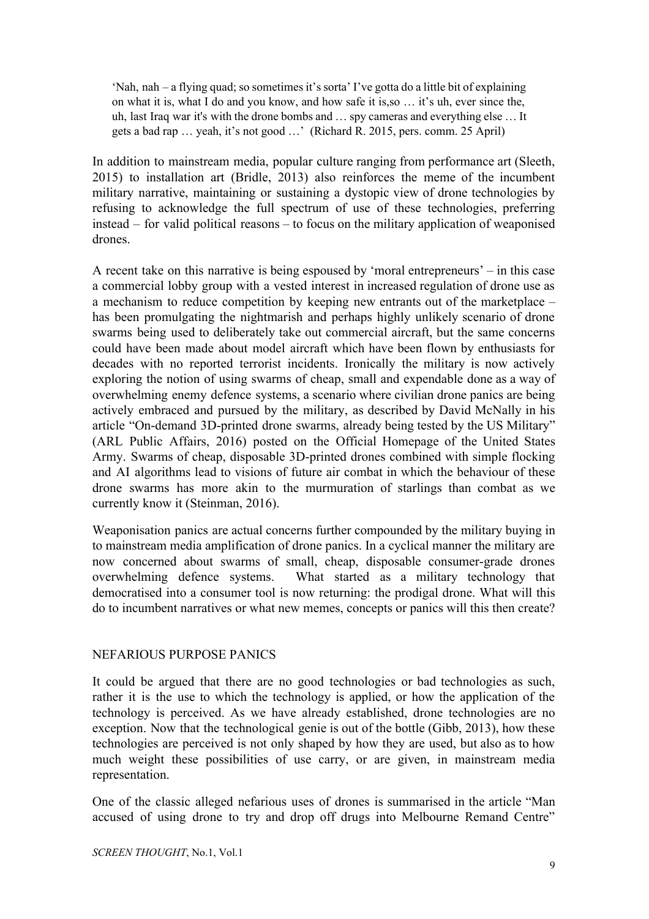> 'Nah, nah – a flying quad; so sometimes it's sorta' I've gotta do a little bit of explaining on what it is, what I do and you know, and how safe it is,so … it's uh, ever since the, uh, last Iraq war it's with the drone bombs and … spy cameras and everything else … It gets a bad rap … yeah, it's not good …' (Richard R. 2015, pers. comm. 25 April)

In addition to mainstream media, popular culture ranging from performance art (Sleeth, 2015) to installation art (Bridle, 2013) also reinforces the meme of the incumbent military narrative, maintaining or sustaining a dystopic view of drone technologies by refusing to acknowledge the full spectrum of use of these technologies, preferring instead – for valid political reasons – to focus on the military application of weaponised drones.

A recent take on this narrative is being espoused by 'moral entrepreneurs' – in this case a commercial lobby group with a vested interest in increased regulation of drone use as a mechanism to reduce competition by keeping new entrants out of the marketplace – has been promulgating the nightmarish and perhaps highly unlikely scenario of drone swarms being used to deliberately take out commercial aircraft, but the same concerns could have been made about model aircraft which have been flown by enthusiasts for decades with no reported terrorist incidents. Ironically the military is now actively exploring the notion of using swarms of cheap, small and expendable done as a way of overwhelming enemy defence systems, a scenario where civilian drone panics are being actively embraced and pursued by the military, as described by David McNally in his article "On-demand 3D-printed drone swarms, already being tested by the US Military" (ARL Public Affairs, 2016) posted on the Official Homepage of the United States Army. Swarms of cheap, disposable 3D-printed drones combined with simple flocking and AI algorithms lead to visions of future air combat in which the behaviour of these drone swarms has more akin to the murmuration of starlings than combat as we currently know it (Steinman, 2016).

Weaponisation panics are actual concerns further compounded by the military buying in to mainstream media amplification of drone panics. In a cyclical manner the military are now concerned about swarms of small, cheap, disposable consumer-grade drones overwhelming defence systems. What started as a military technology that democratised into a consumer tool is now returning: the prodigal drone. What will this do to incumbent narratives or what new memes, concepts or panics will this then create?

## NEFARIOUS PURPOSE PANICS

It could be argued that there are no good technologies or bad technologies as such, rather it is the use to which the technology is applied, or how the application of the technology is perceived. As we have already established, drone technologies are no exception. Now that the technological genie is out of the bottle (Gibb, 2013), how these technologies are perceived is not only shaped by how they are used, but also as to how much weight these possibilities of use carry, or are given, in mainstream media representation.

One of the classic alleged nefarious uses of drones is summarised in the article "Man accused of using drone to try and drop off drugs into Melbourne Remand Centre"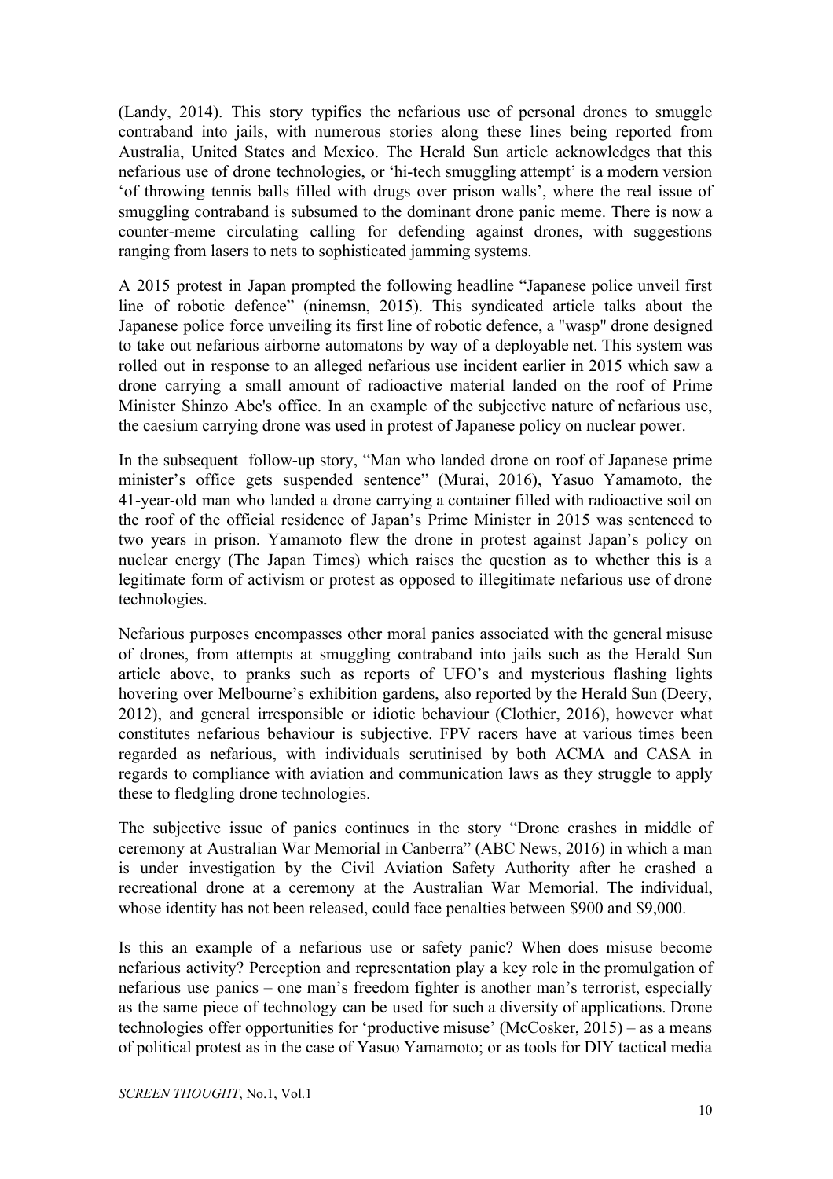(Landy, 2014). This story typifies the nefarious use of personal drones to smuggle contraband into jails, with numerous stories along these lines being reported from Australia, United States and Mexico. The Herald Sun article acknowledges that this nefarious use of drone technologies, or 'hi-tech smuggling attempt' is a modern version 'of throwing tennis balls filled with drugs over prison walls', where the real issue of smuggling contraband is subsumed to the dominant drone panic meme. There is now a counter-meme circulating calling for defending against drones, with suggestions ranging from lasers to nets to sophisticated jamming systems.

A 2015 protest in Japan prompted the following headline "Japanese police unveil first line of robotic defence" (ninemsn, 2015). This syndicated article talks about the Japanese police force unveiling its first line of robotic defence, a "wasp" drone designed to take out nefarious airborne automatons by way of a deployable net. This system was rolled out in response to an alleged nefarious use incident earlier in 2015 which saw a drone carrying a small amount of radioactive material landed on the roof of Prime Minister Shinzo Abe's office. In an example of the subjective nature of nefarious use, the caesium carrying drone was used in protest of Japanese policy on nuclear power.

In the subsequent follow-up story, "Man who landed drone on roof of Japanese prime minister's office gets suspended sentence" (Murai, 2016), Yasuo Yamamoto, the 41-year-old man who landed a drone carrying a container filled with radioactive soil on the roof of the official residence of Japan's Prime Minister in 2015 was sentenced to two years in prison. Yamamoto flew the drone in protest against Japan's policy on nuclear energy (The Japan Times) which raises the question as to whether this is a legitimate form of activism or protest as opposed to illegitimate nefarious use of drone technologies.

Nefarious purposes encompasses other moral panics associated with the general misuse of drones, from attempts at smuggling contraband into jails such as the Herald Sun article above, to pranks such as reports of UFO's and mysterious flashing lights hovering over Melbourne's exhibition gardens, also reported by the Herald Sun (Deery, 2012), and general irresponsible or idiotic behaviour (Clothier, 2016), however what constitutes nefarious behaviour is subjective. FPV racers have at various times been regarded as nefarious, with individuals scrutinised by both ACMA and CASA in regards to compliance with aviation and communication laws as they struggle to apply these to fledgling drone technologies.

The subjective issue of panics continues in the story "Drone crashes in middle of ceremony at Australian War Memorial in Canberra" (ABC News, 2016) in which a man is under investigation by the Civil Aviation Safety Authority after he crashed a recreational drone at a ceremony at the Australian War Memorial. The individual, whose identity has not been released, could face penalties between $900 and $9,000.

Is this an example of a nefarious use or safety panic? When does misuse become nefarious activity? Perception and representation play a key role in the promulgation of nefarious use panics – one man's freedom fighter is another man's terrorist, especially as the same piece of technology can be used for such a diversity of applications. Drone technologies offer opportunities for 'productive misuse' (McCosker, 2015) – as a means of political protest as in the case of Yasuo Yamamoto; or as tools for DIY tactical media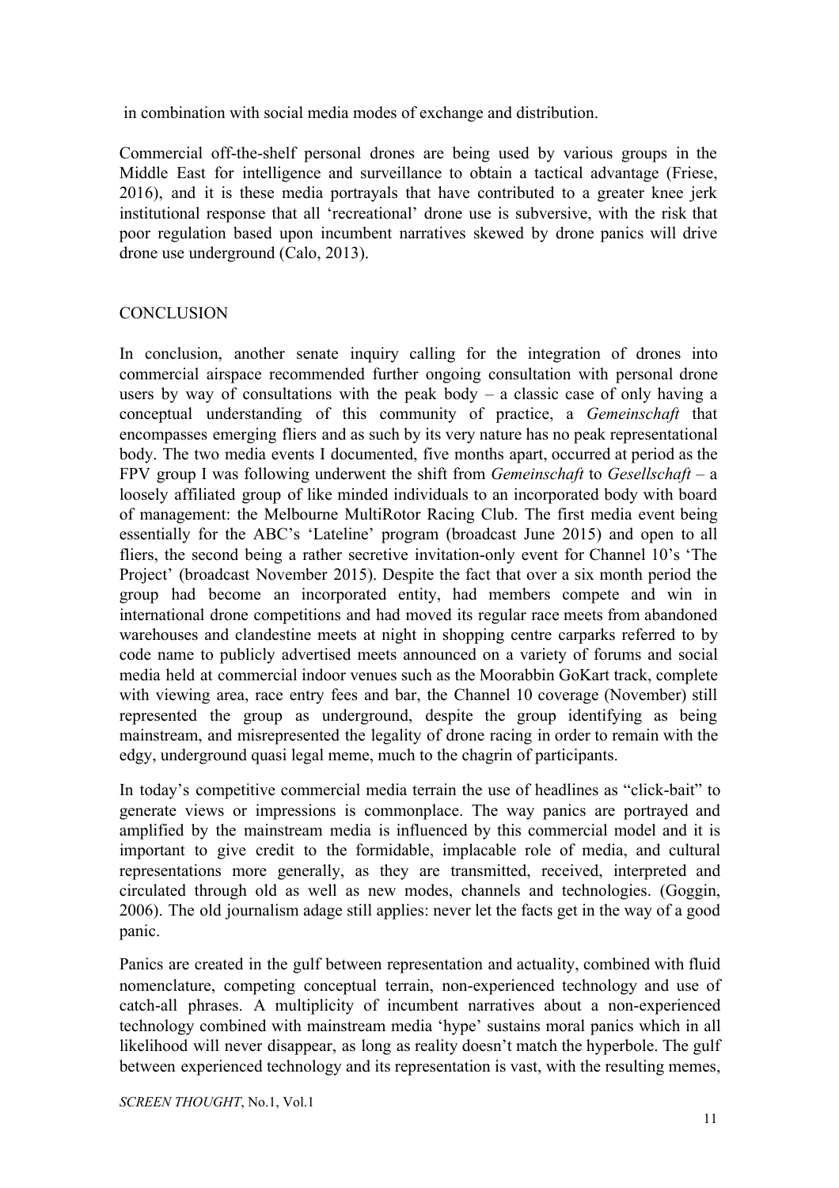in combination with social media modes of exchange and distribution.

Commercial off-the-shelf personal drones are being used by various groups in the Middle East for intelligence and surveillance to obtain a tactical advantage (Friese, 2016), and it is these media portrayals that have contributed to a greater knee jerk institutional response that all 'recreational' drone use is subversive, with the risk that poor regulation based upon incumbent narratives skewed by drone panics will drive drone use underground (Calo, 2013).

## CONCLUSION

In conclusion, another senate inquiry calling for the integration of drones into commercial airspace recommended further ongoing consultation with personal drone users by way of consultations with the peak body – a classic case of only having a conceptual understanding of this community of practice, a *Gemeinschaft* that encompasses emerging fliers and as such by its very nature has no peak representational body. The two media events I documented, five months apart, occurred at period as the FPV group I was following underwent the shift from *Gemeinschaft* to *Gesellschaft* – a loosely affiliated group of like minded individuals to an incorporated body with board of management: the Melbourne MultiRotor Racing Club. The first media event being essentially for the ABC's 'Lateline' program (broadcast June 2015) and open to all fliers, the second being a rather secretive invitation-only event for Channel 10's 'The Project' (broadcast November 2015). Despite the fact that over a six month period the group had become an incorporated entity, had members compete and win in international drone competitions and had moved its regular race meets from abandoned warehouses and clandestine meets at night in shopping centre carparks referred to by code name to publicly advertised meets announced on a variety of forums and social media held at commercial indoor venues such as the Moorabbin GoKart track, complete with viewing area, race entry fees and bar, the Channel 10 coverage (November) still represented the group as underground, despite the group identifying as being mainstream, and misrepresented the legality of drone racing in order to remain with the edgy, underground quasi legal meme, much to the chagrin of participants.

In today's competitive commercial media terrain the use of headlines as "click-bait" to generate views or impressions is commonplace. The way panics are portrayed and amplified by the mainstream media is influenced by this commercial model and it is important to give credit to the formidable, implacable role of media, and cultural representations more generally, as they are transmitted, received, interpreted and circulated through old as well as new modes, channels and technologies. (Goggin, 2006). The old journalism adage still applies: never let the facts get in the way of a good panic.

Panics are created in the gulf between representation and actuality, combined with fluid nomenclature, competing conceptual terrain, non-experienced technology and use of catch-all phrases. A multiplicity of incumbent narratives about a non-experienced technology combined with mainstream media 'hype' sustains moral panics which in all likelihood will never disappear, as long as reality doesn't match the hyperbole. The gulf between experienced technology and its representation is vast, with the resulting memes,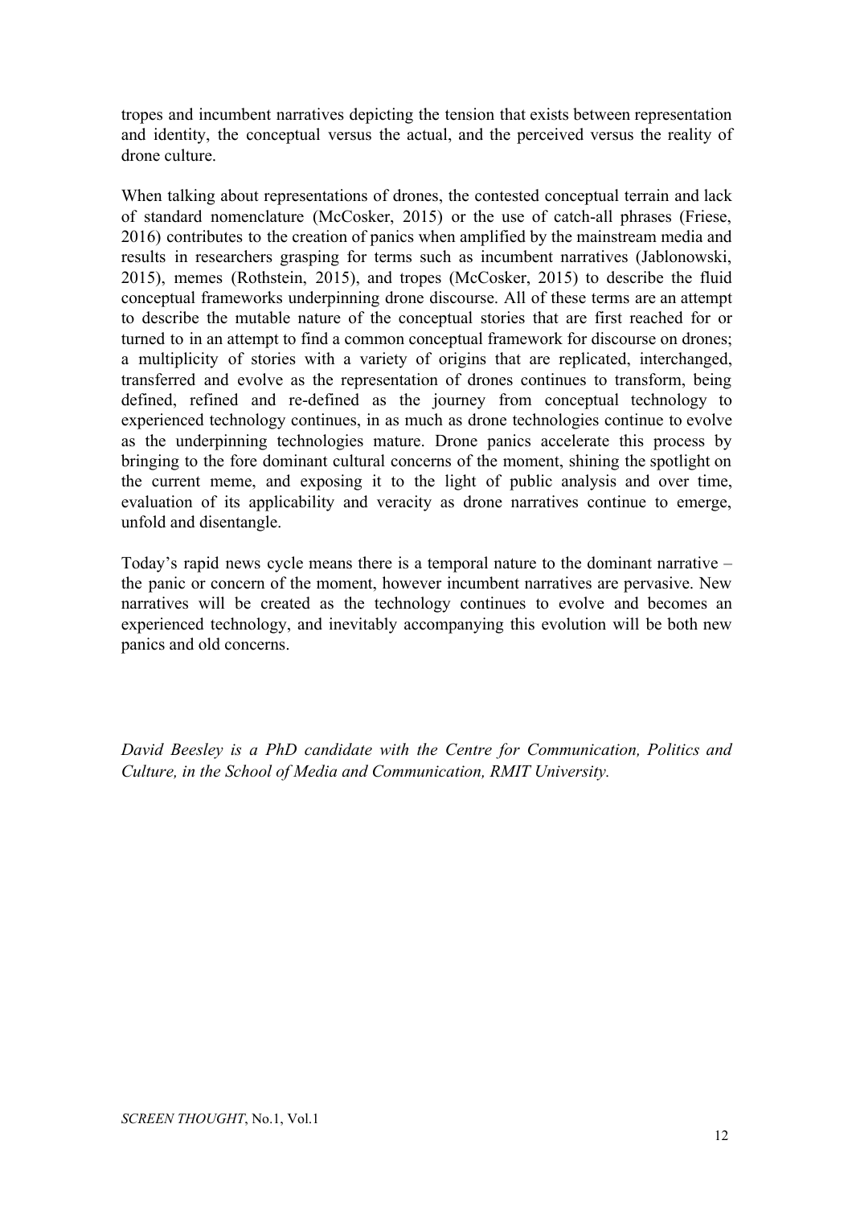tropes and incumbent narratives depicting the tension that exists between representation and identity, the conceptual versus the actual, and the perceived versus the reality of drone culture.

When talking about representations of drones, the contested conceptual terrain and lack of standard nomenclature (McCosker, 2015) or the use of catch-all phrases (Friese, 2016) contributes to the creation of panics when amplified by the mainstream media and results in researchers grasping for terms such as incumbent narratives (Jablonowski, 2015), memes (Rothstein, 2015), and tropes (McCosker, 2015) to describe the fluid conceptual frameworks underpinning drone discourse. All of these terms are an attempt to describe the mutable nature of the conceptual stories that are first reached for or turned to in an attempt to find a common conceptual framework for discourse on drones; a multiplicity of stories with a variety of origins that are replicated, interchanged, transferred and evolve as the representation of drones continues to transform, being defined, refined and re-defined as the journey from conceptual technology to experienced technology continues, in as much as drone technologies continue to evolve as the underpinning technologies mature. Drone panics accelerate this process by bringing to the fore dominant cultural concerns of the moment, shining the spotlight on the current meme, and exposing it to the light of public analysis and over time, evaluation of its applicability and veracity as drone narratives continue to emerge, unfold and disentangle.

Today's rapid news cycle means there is a temporal nature to the dominant narrative – the panic or concern of the moment, however incumbent narratives are pervasive. New narratives will be created as the technology continues to evolve and becomes an experienced technology, and inevitably accompanying this evolution will be both new panics and old concerns.

*David Beesley is a PhD candidate with the Centre for Communication, Politics and Culture, in the School of Media and Communication, RMIT University.*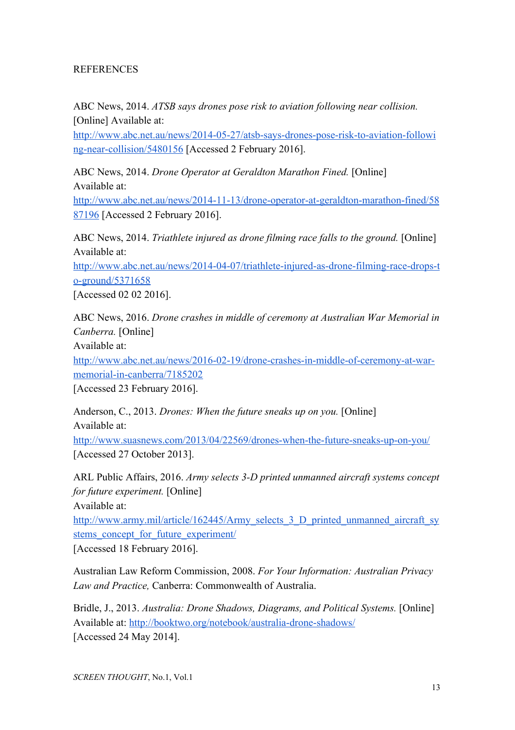REFERENCES

ABC News, 2014. *ATSB says drones pose risk to aviation following near collision.* [Online] Available at: http://www.abc.net.au/news/2014-05-27/atsb-says-drones-pose-risk-to-aviation-following-near-collision/5480156 [Accessed 2 February 2016].

ABC News, 2014. *Drone Operator at Geraldton Marathon Fined.* [Online] Available at: http://www.abc.net.au/news/2014-11-13/drone-operator-at-geraldton-marathon-fined/5887196 [Accessed 2 February 2016].

ABC News, 2014. *Triathlete injured as drone filming race falls to the ground.* [Online] Available at: http://www.abc.net.au/news/2014-04-07/triathlete-injured-as-drone-filming-race-drops-to-ground/5371658 [Accessed 02 02 2016].

ABC News, 2016. *Drone crashes in middle of ceremony at Australian War Memorial in Canberra.* [Online] Available at: http://www.abc.net.au/news/2016-02-19/drone-crashes-in-middle-of-ceremony-at-war-memorial-in-canberra/7185202 [Accessed 23 February 2016].

Anderson, C., 2013. *Drones: When the future sneaks up on you.* [Online] Available at: http://www.suasnews.com/2013/04/22569/drones-when-the-future-sneaks-up-on-you/ [Accessed 27 October 2013].

ARL Public Affairs, 2016. *Army selects 3-D printed unmanned aircraft systems concept for future experiment.* [Online] Available at: http://www.army.mil/article/162445/Army_selects_3_D_printed_unmanned_aircraft_systems_concept_for_future_experiment/ [Accessed 18 February 2016].

Australian Law Reform Commission, 2008. *For Your Information: Australian Privacy Law and Practice,* Canberra: Commonwealth of Australia.

Bridle, J., 2013. *Australia: Drone Shadows, Diagrams, and Political Systems.* [Online] Available at: http://booktwo.org/notebook/australia-drone-shadows/ [Accessed 24 May 2014].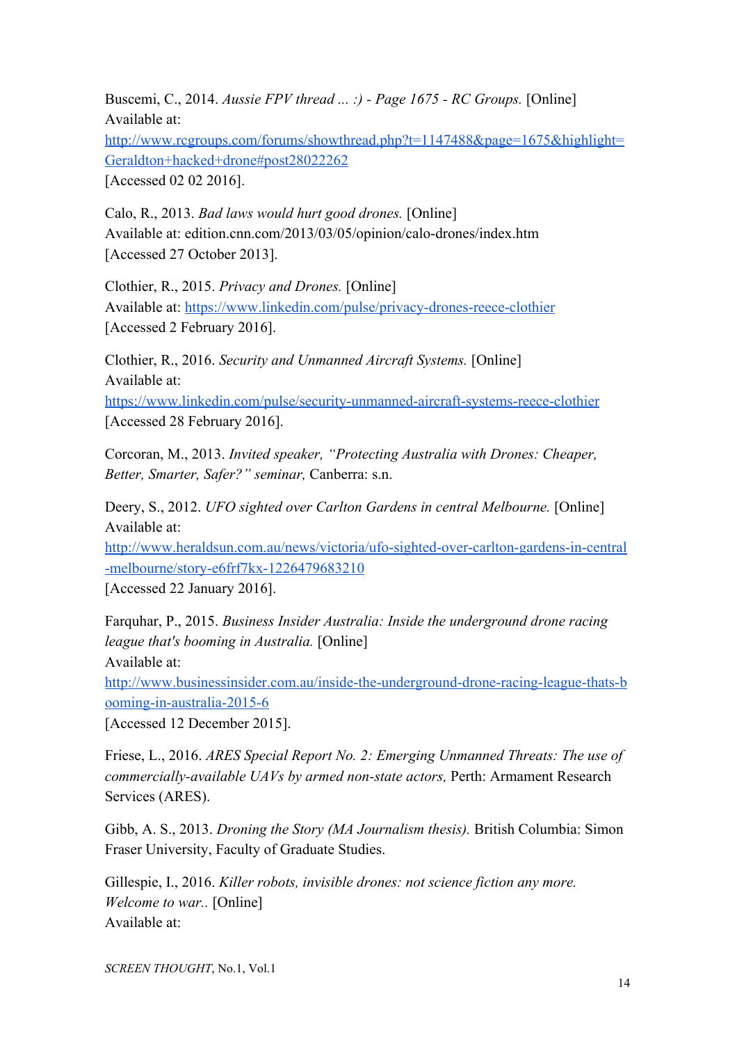Buscemi, C., 2014. *Aussie FPV thread ... :) - Page 1675 - RC Groups.* [Online]
Available at:
[http://www.rcgroups.com/forums/showthread.php?t=1147488&page=1675&highlight=Geraldton+hacked+drone#post28022262](http://www.rcgroups.com/forums/showthread.php?t=1147488&page=1675&highlight=Geraldton+hacked+drone#post28022262)
[Accessed 02 02 2016].

Calo, R., 2013. *Bad laws would hurt good drones.* [Online]
Available at: edition.cnn.com/2013/03/05/opinion/calo-drones/index.htm
[Accessed 27 October 2013].

Clothier, R., 2015. *Privacy and Drones.* [Online]
Available at: [https://www.linkedin.com/pulse/privacy-drones-reece-clothier](https://www.linkedin.com/pulse/privacy-drones-reece-clothier)
[Accessed 2 February 2016].

Clothier, R., 2016. *Security and Unmanned Aircraft Systems.* [Online]
Available at:
[https://www.linkedin.com/pulse/security-unmanned-aircraft-systems-reece-clothier](https://www.linkedin.com/pulse/security-unmanned-aircraft-systems-reece-clothier)
[Accessed 28 February 2016].

Corcoran, M., 2013. *Invited speaker, "Protecting Australia with Drones: Cheaper, Better, Smarter, Safer?" seminar,* Canberra: s.n.

Deery, S., 2012. *UFO sighted over Carlton Gardens in central Melbourne.* [Online]
Available at:
[http://www.heraldsun.com.au/news/victoria/ufo-sighted-over-carlton-gardens-in-central-melbourne/story-e6frf7kx-1226479683210](http://www.heraldsun.com.au/news/victoria/ufo-sighted-over-carlton-gardens-in-central-melbourne/story-e6frf7kx-1226479683210)
[Accessed 22 January 2016].

Farquhar, P., 2015. *Business Insider Australia: Inside the underground drone racing league that's booming in Australia.* [Online]
Available at:
[http://www.businessinsider.com.au/inside-the-underground-drone-racing-league-thats-booming-in-australia-2015-6](http://www.businessinsider.com.au/inside-the-underground-drone-racing-league-thats-booming-in-australia-2015-6)
[Accessed 12 December 2015].

Friese, L., 2016. *ARES Special Report No. 2: Emerging Unmanned Threats: The use of commercially-available UAVs by armed non-state actors,* Perth: Armament Research Services (ARES).

Gibb, A. S., 2013. *Droning the Story (MA Journalism thesis).* British Columbia: Simon Fraser University, Faculty of Graduate Studies.

Gillespie, I., 2016. *Killer robots, invisible drones: not science fiction any more. Welcome to war..* [Online]
Available at: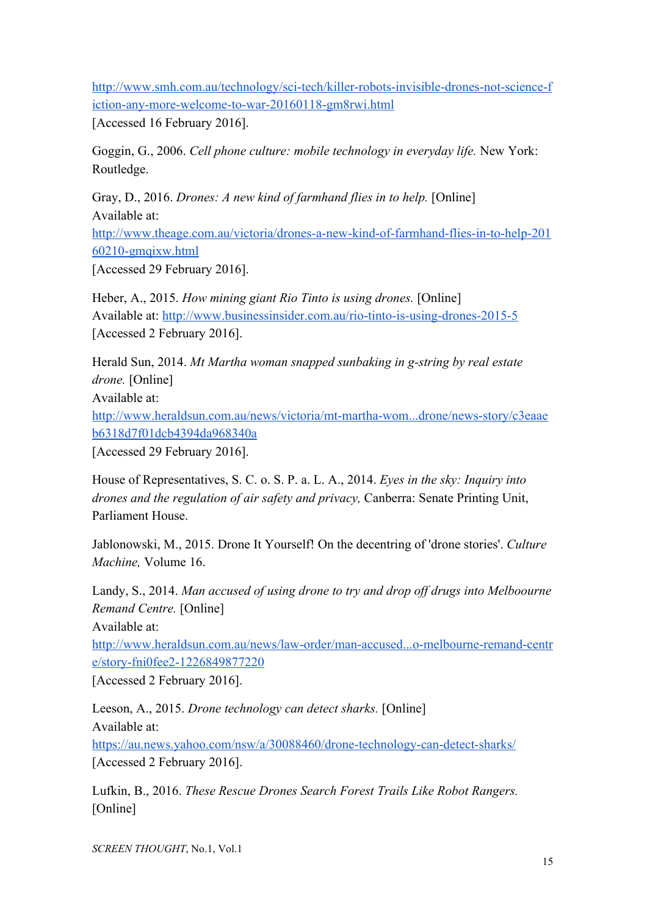http://www.smh.com.au/technology/sci-tech/killer-robots-invisible-drones-not-science-fiction-any-more-welcome-to-war-20160118-gm8rwi.html
[Accessed 16 February 2016].

Goggin, G., 2006. *Cell phone culture: mobile technology in everyday life.* New York: Routledge.

Gray, D., 2016. *Drones: A new kind of farmhand flies in to help.* [Online]
Available at:
http://www.theage.com.au/victoria/drones-a-new-kind-of-farmhand-flies-in-to-help-20160210-gmqixw.html
[Accessed 29 February 2016].

Heber, A., 2015. *How mining giant Rio Tinto is using drones.* [Online]
Available at: http://www.businessinsider.com.au/rio-tinto-is-using-drones-2015-5
[Accessed 2 February 2016].

Herald Sun, 2014. *Mt Martha woman snapped sunbaking in g-string by real estate drone.* [Online]
Available at:
http://www.heraldsun.com.au/news/victoria/mt-martha-wom...drone/news-story/c3eaaeb6318d7f01dcb4394da968340a
[Accessed 29 February 2016].

House of Representatives, S. C. o. S. P. a. L. A., 2014. *Eyes in the sky: Inquiry into drones and the regulation of air safety and privacy,* Canberra: Senate Printing Unit, Parliament House.

Jablonowski, M., 2015. Drone It Yourself! On the decentring of 'drone stories'. *Culture Machine,* Volume 16.

Landy, S., 2014. *Man accused of using drone to try and drop off drugs into Melboourne Remand Centre.* [Online]
Available at:
http://www.heraldsun.com.au/news/law-order/man-accused...o-melbourne-remand-centre/story-fni0fee2-1226849877220
[Accessed 2 February 2016].

Leeson, A., 2015. *Drone technology can detect sharks.* [Online]
Available at:
https://au.news.yahoo.com/nsw/a/30088460/drone-technology-can-detect-sharks/
[Accessed 2 February 2016].

Lufkin, B., 2016. *These Rescue Drones Search Forest Trails Like Robot Rangers.* [Online]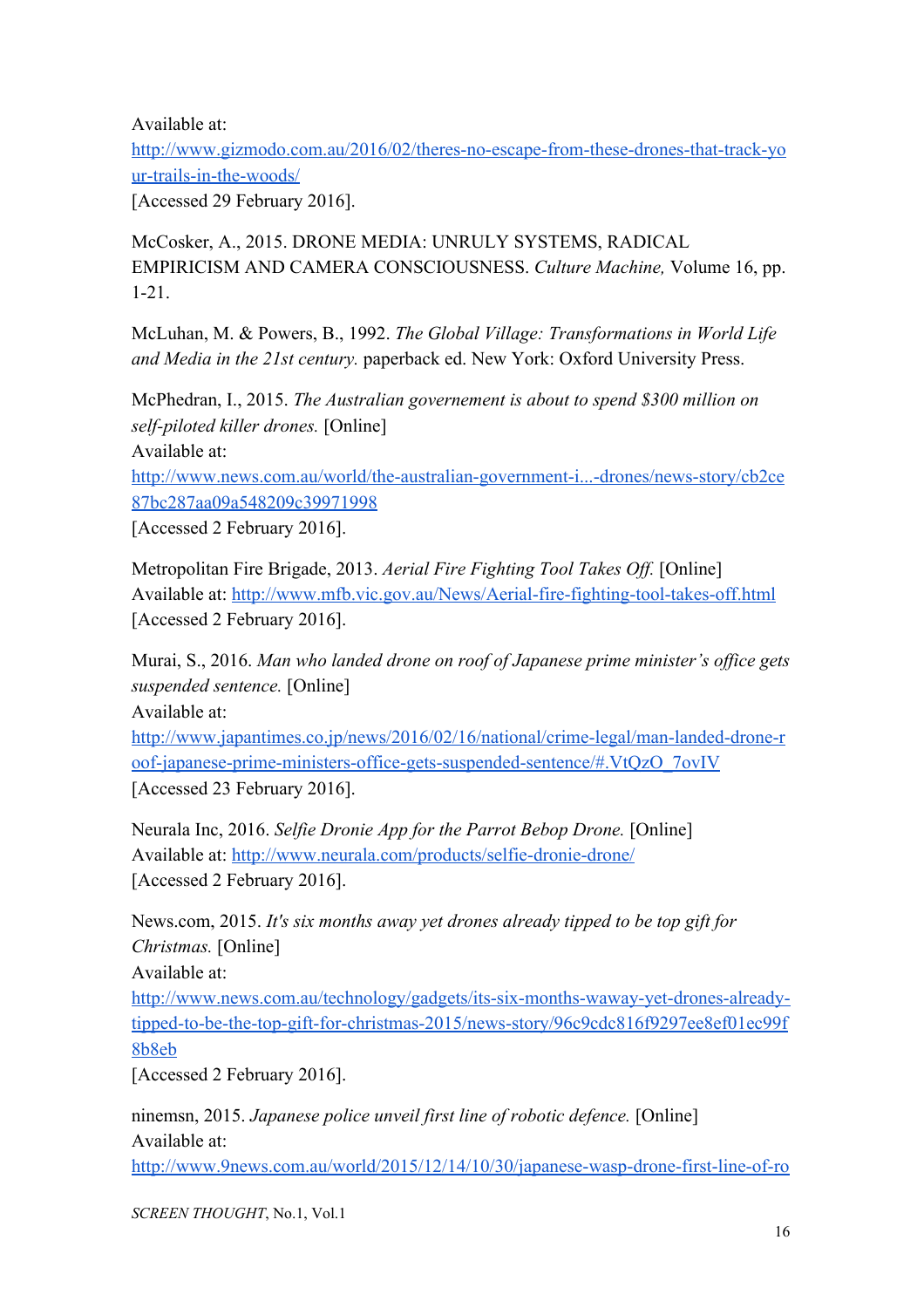Available at:
http://www.gizmodo.com.au/2016/02/theres-no-escape-from-these-drones-that-track-your-trails-in-the-woods/
[Accessed 29 February 2016].

McCosker, A., 2015. DRONE MEDIA: UNRULY SYSTEMS, RADICAL EMPIRICISM AND CAMERA CONSCIOUSNESS. *Culture Machine,* Volume 16, pp. 1-21.

McLuhan, M. & Powers, B., 1992. *The Global Village: Transformations in World Life and Media in the 21st century.* paperback ed. New York: Oxford University Press.

McPhedran, I., 2015. *The Australian governement is about to spend $300 million on self-piloted killer drones.* [Online]
Available at:
http://www.news.com.au/world/the-australian-government-i...-drones/news-story/cb2ce87bc287aa09a548209c39971998
[Accessed 2 February 2016].

Metropolitan Fire Brigade, 2013. *Aerial Fire Fighting Tool Takes Off.* [Online]
Available at: http://www.mfb.vic.gov.au/News/Aerial-fire-fighting-tool-takes-off.html
[Accessed 2 February 2016].

Murai, S., 2016. *Man who landed drone on roof of Japanese prime minister's office gets suspended sentence.* [Online]
Available at:
http://www.japantimes.co.jp/news/2016/02/16/national/crime-legal/man-landed-drone-roof-japanese-prime-ministers-office-gets-suspended-sentence/#.VtQzO_7ovIV
[Accessed 23 February 2016].

Neurala Inc, 2016. *Selfie Dronie App for the Parrot Bebop Drone.* [Online]
Available at: http://www.neurala.com/products/selfie-dronie-drone/
[Accessed 2 February 2016].

News.com, 2015. *It's six months away yet drones already tipped to be top gift for Christmas.* [Online]
Available at:
http://www.news.com.au/technology/gadgets/its-six-months-waway-yet-drones-already-tipped-to-be-the-top-gift-for-christmas-2015/news-story/96c9cdc816f9297ee8ef01ec99f8b8eb
[Accessed 2 February 2016].

ninemsn, 2015. *Japanese police unveil first line of robotic defence.* [Online]
Available at:
http://www.9news.com.au/world/2015/12/14/10/30/japanese-wasp-drone-first-line-of-ro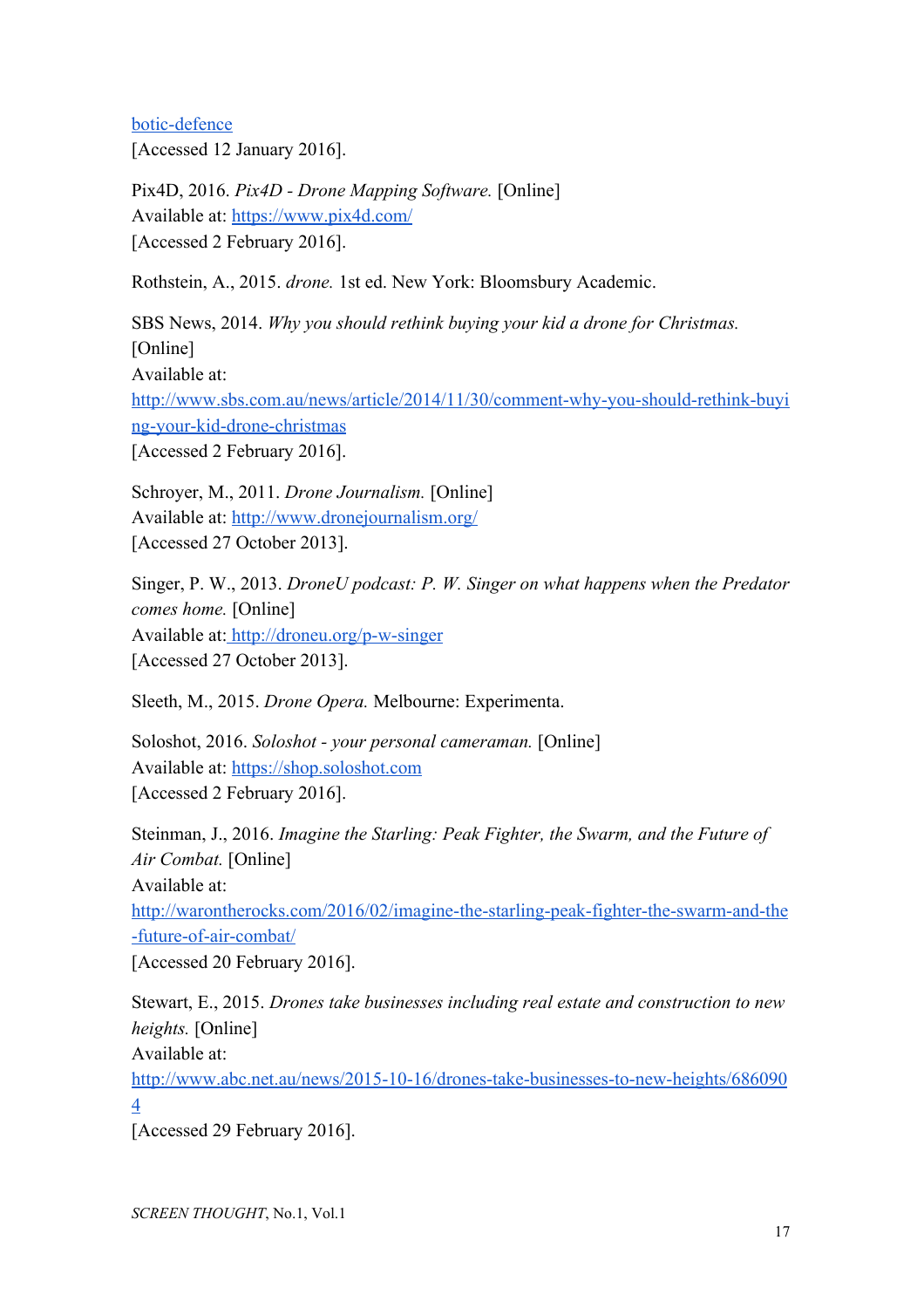botic-defence
[Accessed 12 January 2016].

Pix4D, 2016. *Pix4D - Drone Mapping Software.* [Online]
Available at: https://www.pix4d.com/
[Accessed 2 February 2016].

Rothstein, A., 2015. *drone.* 1st ed. New York: Bloomsbury Academic.

SBS News, 2014. *Why you should rethink buying your kid a drone for Christmas.* [Online]
Available at:
http://www.sbs.com.au/news/article/2014/11/30/comment-why-you-should-rethink-buying-your-kid-drone-christmas
[Accessed 2 February 2016].

Schroyer, M., 2011. *Drone Journalism.* [Online]
Available at: http://www.dronejournalism.org/
[Accessed 27 October 2013].

Singer, P. W., 2013. *DroneU podcast: P. W. Singer on what happens when the Predator comes home.* [Online]
Available at: http://droneu.org/p-w-singer
[Accessed 27 October 2013].

Sleeth, M., 2015. *Drone Opera.* Melbourne: Experimenta.

Soloshot, 2016. *Soloshot - your personal cameraman.* [Online]
Available at: https://shop.soloshot.com
[Accessed 2 February 2016].

Steinman, J., 2016. *Imagine the Starling: Peak Fighter, the Swarm, and the Future of Air Combat.* [Online]
Available at:
http://warontherocks.com/2016/02/imagine-the-starling-peak-fighter-the-swarm-and-the-future-of-air-combat/
[Accessed 20 February 2016].

Stewart, E., 2015. *Drones take businesses including real estate and construction to new heights.* [Online]
Available at:
http://www.abc.net.au/news/2015-10-16/drones-take-businesses-to-new-heights/6860904
[Accessed 29 February 2016].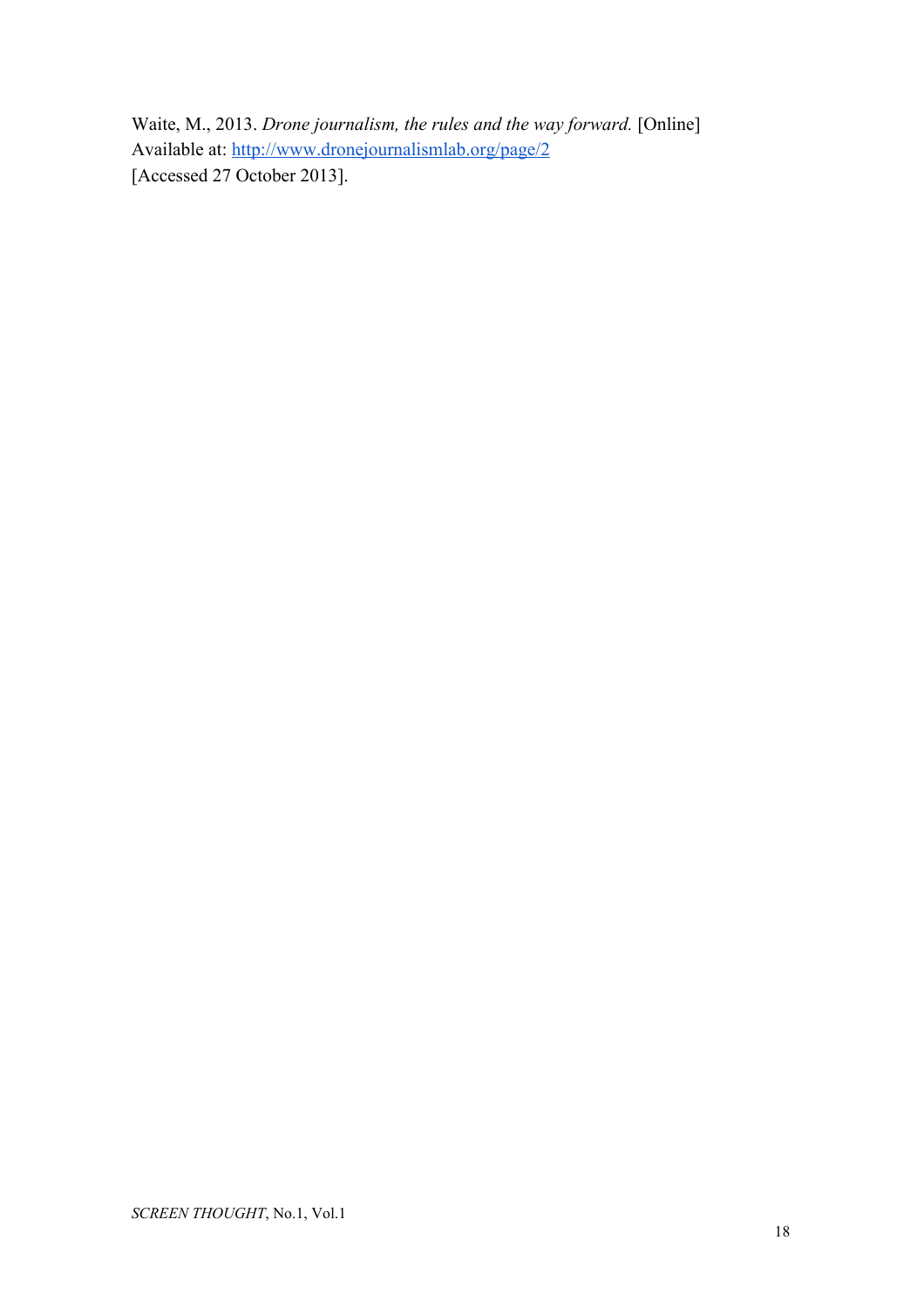Waite, M., 2013. *Drone journalism, the rules and the way forward.* [Online] Available at: http://www.dronejournalismlab.org/page/2 [Accessed 27 October 2013].